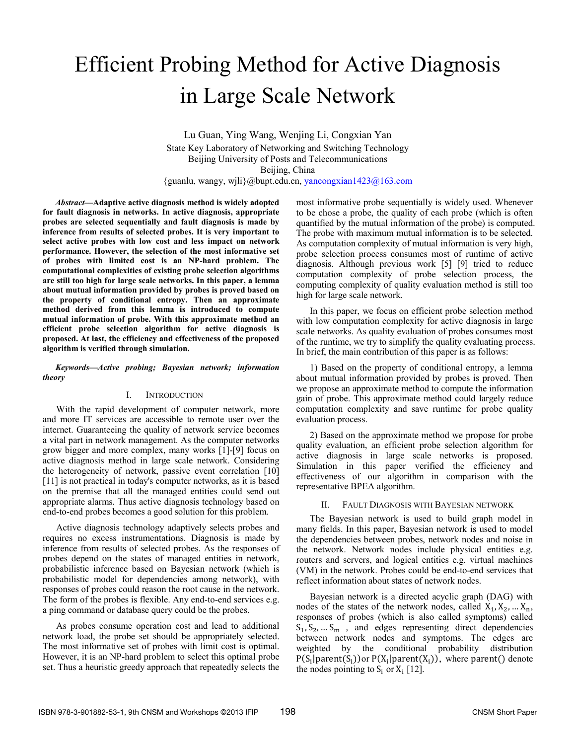# Efficient Probing Method for Active Diagnosis in Large Scale Network

Lu Guan, Ying Wang, Wenjing Li, Congxian Yan
State Key Laboratory of Networking and Switching Technology
Beijing University of Posts and Telecommunications
Beijing, China
{guanlu, wangy, wjli}@bupt.edu.cn, yancongxian1423@163.com

***Abstract*—Adaptive active diagnosis method is widely adopted for fault diagnosis in networks. In active diagnosis, appropriate probes are selected sequentially and fault diagnosis is made by inference from results of selected probes. It is very important to select active probes with low cost and less impact on network performance. However, the selection of the most informative set of probes with limited cost is an NP-hard problem. The computational complexities of existing probe selection algorithms are still too high for large scale networks. In this paper, a lemma about mutual information provided by probes is proved based on the property of conditional entropy. Then an approximate method derived from this lemma is introduced to compute mutual information of probe. With this approximate method an efficient probe selection algorithm for active diagnosis is proposed. At last, the efficiency and effectiveness of the proposed algorithm is verified through simulation.**

***Keywords—Active probing; Bayesian network; information theory***

## I. INTRODUCTION

With the rapid development of computer network, more and more IT services are accessible to remote user over the internet. Guaranteeing the quality of network service becomes a vital part in network management. As the computer networks grow bigger and more complex, many works [1]-[9] focus on active diagnosis method in large scale network. Considering the heterogeneity of network, passive event correlation [10] [11] is not practical in today's computer networks, as it is based on the premise that all the managed entities could send out appropriate alarms. Thus active diagnosis technology based on end-to-end probes becomes a good solution for this problem.

Active diagnosis technology adaptively selects probes and requires no excess instrumentations. Diagnosis is made by inference from results of selected probes. As the responses of probes depend on the states of managed entities in network, probabilistic inference based on Bayesian network (which is probabilistic model for dependencies among network), with responses of probes could reason the root cause in the network. The form of the probes is flexible. Any end-to-end services e.g. a ping command or database query could be the probes.

As probes consume operation cost and lead to additional network load, the probe set should be appropriately selected. The most informative set of probes with limit cost is optimal. However, it is an NP-hard problem to select this optimal probe set. Thus a heuristic greedy approach that repeatedly selects the most informative probe sequentially is widely used. Whenever to be chose a probe, the quality of each probe (which is often quantified by the mutual information of the probe) is computed. The probe with maximum mutual information is to be selected. As computation complexity of mutual information is very high, probe selection process consumes most of runtime of active diagnosis. Although previous work [5] [9] tried to reduce computation complexity of probe selection process, the computing complexity of quality evaluation method is still too high for large scale network.

In this paper, we focus on efficient probe selection method with low computation complexity for active diagnosis in large scale networks. As quality evaluation of probes consumes most of the runtime, we try to simplify the quality evaluating process. In brief, the main contribution of this paper is as follows:

1) Based on the property of conditional entropy, a lemma about mutual information provided by probes is proved. Then we propose an approximate method to compute the information gain of probe. This approximate method could largely reduce computation complexity and save runtime for probe quality evaluation process.

2) Based on the approximate method we propose for probe quality evaluation, an efficient probe selection algorithm for active diagnosis in large scale networks is proposed. Simulation in this paper verified the efficiency and effectiveness of our algorithm in comparison with the representative BPEA algorithm.

## II. FAULT DIAGNOSIS WITH BAYESIAN NETWORK

The Bayesian network is used to build graph model in many fields. In this paper, Bayesian network is used to model the dependencies between probes, network nodes and noise in the network. Network nodes include physical entities e.g. routers and servers, and logical entities e.g. virtual machines (VM) in the network. Probes could be end-to-end services that reflect information about states of network nodes.

Bayesian network is a directed acyclic graph (DAG) with nodes of the states of the network nodes, called $X_1, X_2, \dots X_n$, responses of probes (which is also called symptoms) called $S_1, S_2, \dots S_m$, and edges representing direct dependencies between network nodes and symptoms. The edges are weighted by the conditional probability distribution $P(S_i|\mathrm{parent}(S_i))$ or $P(X_i|\mathrm{parent}(X_i))$, where $\mathrm{parent}()$ denote the nodes pointing to $S_i$ or $X_i$ [12].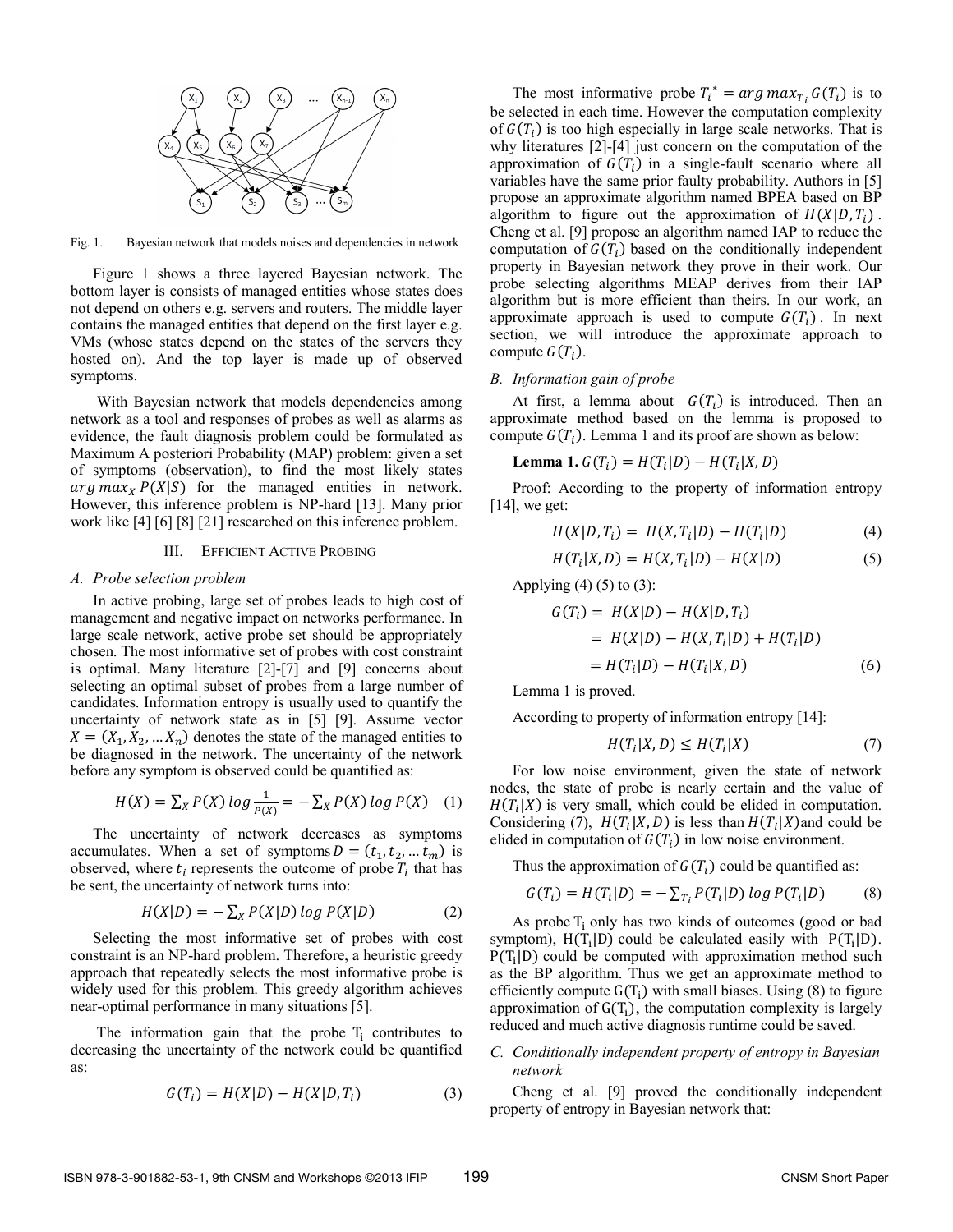Fig. 1. Bayesian network that models noises and dependencies in network

Figure 1 shows a three layered Bayesian network. The bottom layer is consists of managed entities whose states does not depend on others e.g. servers and routers. The middle layer contains the managed entities that depend on the first layer e.g. VMs (whose states depend on the states of the servers they hosted on). And the top layer is made up of observed symptoms.

With Bayesian network that models dependencies among network as a tool and responses of probes as well as alarms as evidence, the fault diagnosis problem could be formulated as Maximum A posteriori Probability (MAP) problem: given a set of symptoms (observation), to find the most likely states $arg\,max_X P(X|S)$ for the managed entities in network. However, this inference problem is NP-hard [13]. Many prior work like [4] [6] [8] [21] researched on this inference problem.

## III. Efficient Active Probing

### A. Probe selection problem

In active probing, large set of probes leads to high cost of management and negative impact on networks performance. In large scale network, active probe set should be appropriately chosen. The most informative set of probes with cost constraint is optimal. Many literature [2]-[7] and [9] concerns about selecting an optimal subset of probes from a large number of candidates. Information entropy is usually used to quantify the uncertainty of network state as in [5] [9]. Assume vector $X = (X_1, X_2, \dots X_n)$ denotes the state of the managed entities to be diagnosed in the network. The uncertainty of the network before any symptom is observed could be quantified as:

$$H(X) = \sum_X P(X)\, log\, \frac{1}{P(X)} = -\sum_X P(X)\, log\, P(X) \quad (1)$$

The uncertainty of network decreases as symptoms accumulates. When a set of symptoms $D = (t_1, t_2, \dots t_m)$ is observed, where $t_i$ represents the outcome of probe $T_i$ that has be sent, the uncertainty of network turns into:

$$H(X|D) = -\sum_X P(X|D)\, log\, P(X|D) \quad (2)$$

Selecting the most informative set of probes with cost constraint is an NP-hard problem. Therefore, a heuristic greedy approach that repeatedly selects the most informative probe is widely used for this problem. This greedy algorithm achieves near-optimal performance in many situations [5].

The information gain that the probe $T_i$ contributes to decreasing the uncertainty of the network could be quantified as:

$$G(T_i) = H(X|D) - H(X|D, T_i) \quad (3)$$

The most informative probe $T_i^* = arg\,max_{T_i} G(T_i)$ is to be selected in each time. However the computation complexity of $G(T_i)$ is too high especially in large scale networks. That is why literatures [2]-[4] just concern on the computation of the approximation of $G(T_i)$ in a single-fault scenario where all variables have the same prior faulty probability. Authors in [5] propose an approximate algorithm named BPEA based on BP algorithm to figure out the approximation of $H(X|D, T_i)$. Cheng et al. [9] propose an algorithm named IAP to reduce the computation of $G(T_i)$ based on the conditionally independent property in Bayesian network they prove in their work. Our probe selecting algorithms MEAP derives from their IAP algorithm but is more efficient than theirs. In our work, an approximate approach is used to compute $G(T_i)$. In next section, we will introduce the approximate approach to compute $G(T_i)$.

### B. Information gain of probe

At first, a lemma about $G(T_i)$ is introduced. Then an approximate method based on the lemma is proposed to compute $G(T_i)$. Lemma 1 and its proof are shown as below:

**Lemma 1.** $G(T_i) = H(T_i|D) - H(T_i|X, D)$

Proof: According to the property of information entropy [14], we get:

$$H(X|D, T_i) = H(X, T_i|D) - H(T_i|D) \quad (4)$$

$$H(T_i|X, D) = H(X, T_i|D) - H(X|D) \quad (5)$$

Applying (4) (5) to (3):

$$\begin{aligned} G(T_i) &= H(X|D) - H(X|D, T_i) \\ &= H(X|D) - H(X, T_i|D) + H(T_i|D) \\ &= H(T_i|D) - H(T_i|X, D) \end{aligned} \quad (6)$$

Lemma 1 is proved.

According to property of information entropy [14]:

$$H(T_i|X, D) \leq H(T_i|X) \quad (7)$$

For low noise environment, given the state of network nodes, the state of probe is nearly certain and the value of $H(T_i|X)$ is very small, which could be elided in computation. Considering (7), $H(T_i|X, D)$ is less than $H(T_i|X)$ and could be elided in computation of $G(T_i)$ in low noise environment.

Thus the approximation of $G(T_i)$ could be quantified as:

$$G(T_i) = H(T_i|D) = -\sum_{T_i} P(T_i|D)\, log\, P(T_i|D) \quad (8)$$

As probe $T_i$ only has two kinds of outcomes (good or bad symptom), $H(T_i|D)$ could be calculated easily with $P(T_i|D)$. $P(T_i|D)$ could be computed with approximation method such as the BP algorithm. Thus we get an approximate method to efficiently compute $G(T_i)$ with small biases. Using (8) to figure approximation of $G(T_i)$, the computation complexity is largely reduced and much active diagnosis runtime could be saved.

### C. Conditionally independent property of entropy in Bayesian network

Cheng et al. [9] proved the conditionally independent property of entropy in Bayesian network that: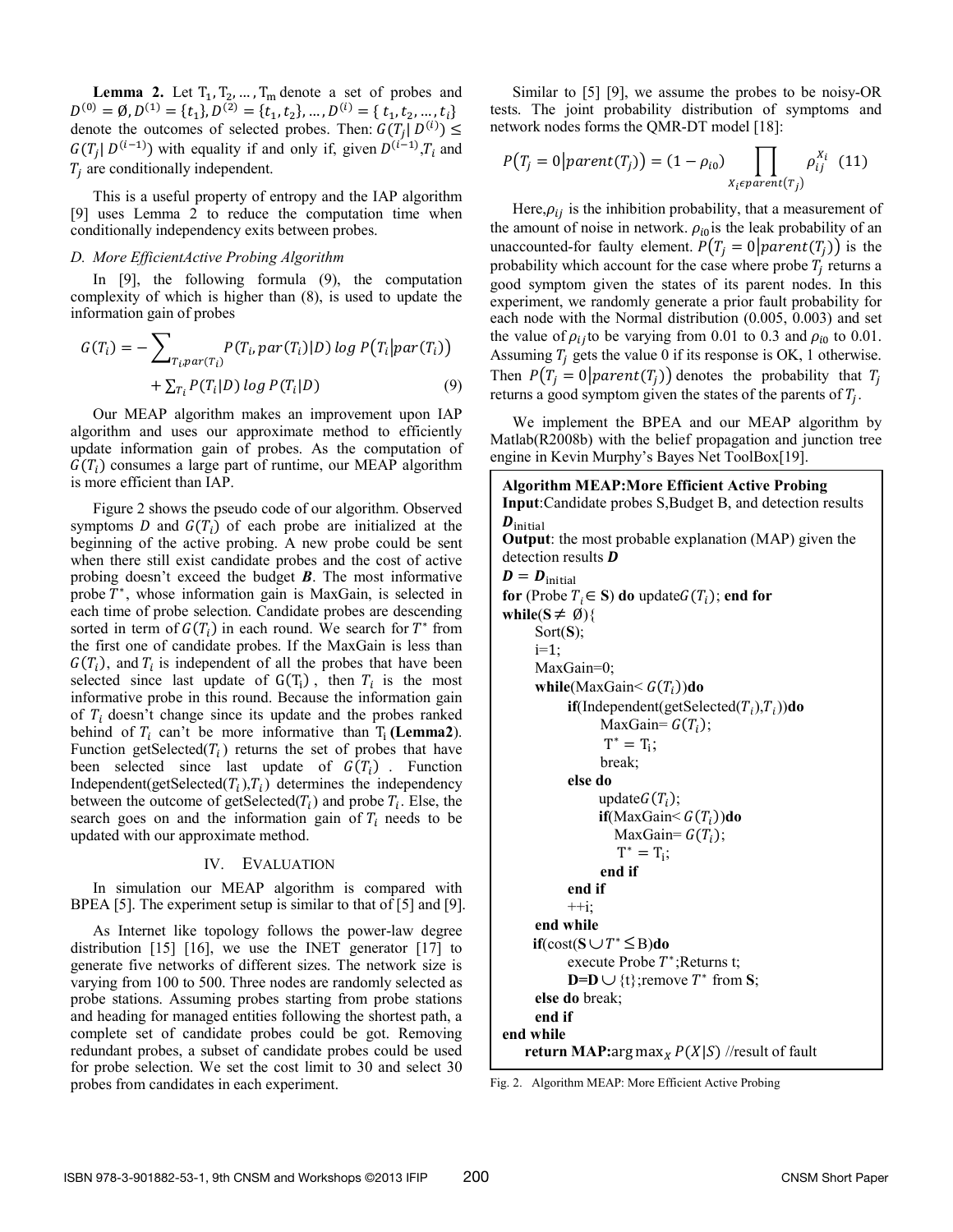**Lemma 2.** Let $T_1, T_2, \ldots, T_m$ denote a set of probes and $D^{(0)} = \emptyset, D^{(1)} = \{t_1\}, D^{(2)} = \{t_1, t_2\}, \ldots, D^{(i)} = \{t_1, t_2, \ldots, t_i\}$ denote the outcomes of selected probes. Then: $G(T_j | D^{(i)}) \leq G(T_j | D^{(i-1)})$ with equality if and only if, given $D^{(i-1)}$, $T_i$ and $T_j$ are conditionally independent.

This is a useful property of entropy and the IAP algorithm [9] uses Lemma 2 to reduce the computation time when conditionally independency exits between probes.

### D. More EfficientActive Probing Algorithm

In [9], the following formula (9), the computation complexity of which is higher than (8), is used to update the information gain of probes

$$G(T_i) = -\sum_{T_i, par(T_i)} P(T_i, par(T_i)|D) \log P(T_i|par(T_i)) + \sum_{T_i} P(T_i|D) \log P(T_i|D) \quad (9)$$

Our MEAP algorithm makes an improvement upon IAP algorithm and uses our approximate method to efficiently update information gain of probes. As the computation of $G(T_i)$ consumes a large part of runtime, our MEAP algorithm is more efficient than IAP.

Figure 2 shows the pseudo code of our algorithm. Observed symptoms $D$ and $G(T_i)$ of each probe are initialized at the beginning of the active probing. A new probe could be sent when there still exist candidate probes and the cost of active probing doesn't exceed the budget $\boldsymbol{B}$. The most informative probe $T^*$, whose information gain is MaxGain, is selected in each time of probe selection. Candidate probes are descending sorted in term of $G(T_i)$ in each round. We search for $T^*$ from the first one of candidate probes. If the MaxGain is less than $G(T_i)$, and $T_i$ is independent of all the probes that have been selected since last update of $G(T_i)$, then $T_i$ is the most informative probe in this round. Because the information gain of $T_i$ doesn't change since its update and the probes ranked behind of $T_i$ can't be more informative than $T_i$ (**Lemma2**). Function getSelected($T_i$) returns the set of probes that have been selected since last update of $G(T_i)$. Function Independent(getSelected($T_i$),$T_i$) determines the independency between the outcome of getSelected($T_i$) and probe $T_i$. Else, the search goes on and the information gain of $T_i$ needs to be updated with our approximate method.

## IV. EVALUATION

In simulation our MEAP algorithm is compared with BPEA [5]. The experiment setup is similar to that of [5] and [9].

As Internet like topology follows the power-law degree distribution [15] [16], we use the INET generator [17] to generate five networks of different sizes. The network size is varying from 100 to 500. Three nodes are randomly selected as probe stations. Assuming probes starting from probe stations and heading for managed entities following the shortest path, a complete set of candidate probes could be got. Removing redundant probes, a subset of candidate probes could be used for probe selection. We set the cost limit to 30 and select 30 probes from candidates in each experiment.

Similar to [5] [9], we assume the probes to be noisy-OR tests. The joint probability distribution of symptoms and network nodes forms the QMR-DT model [18]:

$$P(T_j = 0 | parent(T_j)) = (1 - \rho_{i0}) \prod_{X_i \epsilon parent(T_j)} \rho_{ij}^{X_i} \quad (11)$$

Here, $\rho_{ij}$ is the inhibition probability, that a measurement of the amount of noise in network. $\rho_{i0}$ is the leak probability of an unaccounted-for faulty element. $P(T_j = 0 | parent(T_j))$ is the probability which account for the case where probe $T_j$ returns a good symptom given the states of its parent nodes. In this experiment, we randomly generate a prior fault probability for each node with the Normal distribution (0.005, 0.003) and set the value of $\rho_{ij}$ to be varying from 0.01 to 0.3 and $\rho_{i0}$ to 0.01. Assuming $T_j$ gets the value 0 if its response is OK, 1 otherwise. Then $P(T_j = 0 | parent(T_j))$ denotes the probability that $T_j$ returns a good symptom given the states of the parents of $T_j$.

We implement the BPEA and our MEAP algorithm by Matlab(R2008b) with the belief propagation and junction tree engine in Kevin Murphy's Bayes Net ToolBox[19].

```
Algorithm MEAP:More Efficient Active Probing
Input:Candidate probes S,Budget B, and detection results D_initial
Output: the most probable explanation (MAP) given the detection results D
D = D_initial
for (Probe T_i ∈ S) do updateG(T_i); end for
while(S ≠ Ø){
    Sort(S);
    i=1;
    MaxGain=0;
    while(MaxGain< G(T_i))do
        if(Independent(getSelected(T_i),T_i))do
            MaxGain= G(T_i);
            T* = T_i;
            break;
        else do
            updateG(T_i);
            if(MaxGain< G(T_i))do
                MaxGain= G(T_i);
                T* = T_i;
            end if
        end if
        ++i;
    end while
    if(cost(S ∪ T* ≤ B)do
        execute Probe T*;Returns t;
        D=D ∪ {t};remove T* from S;
    else do break;
    end if
end while
return MAP:arg max_X P(X|S) //result of fault
```

Fig. 2. Algorithm MEAP: More Efficient Active Probing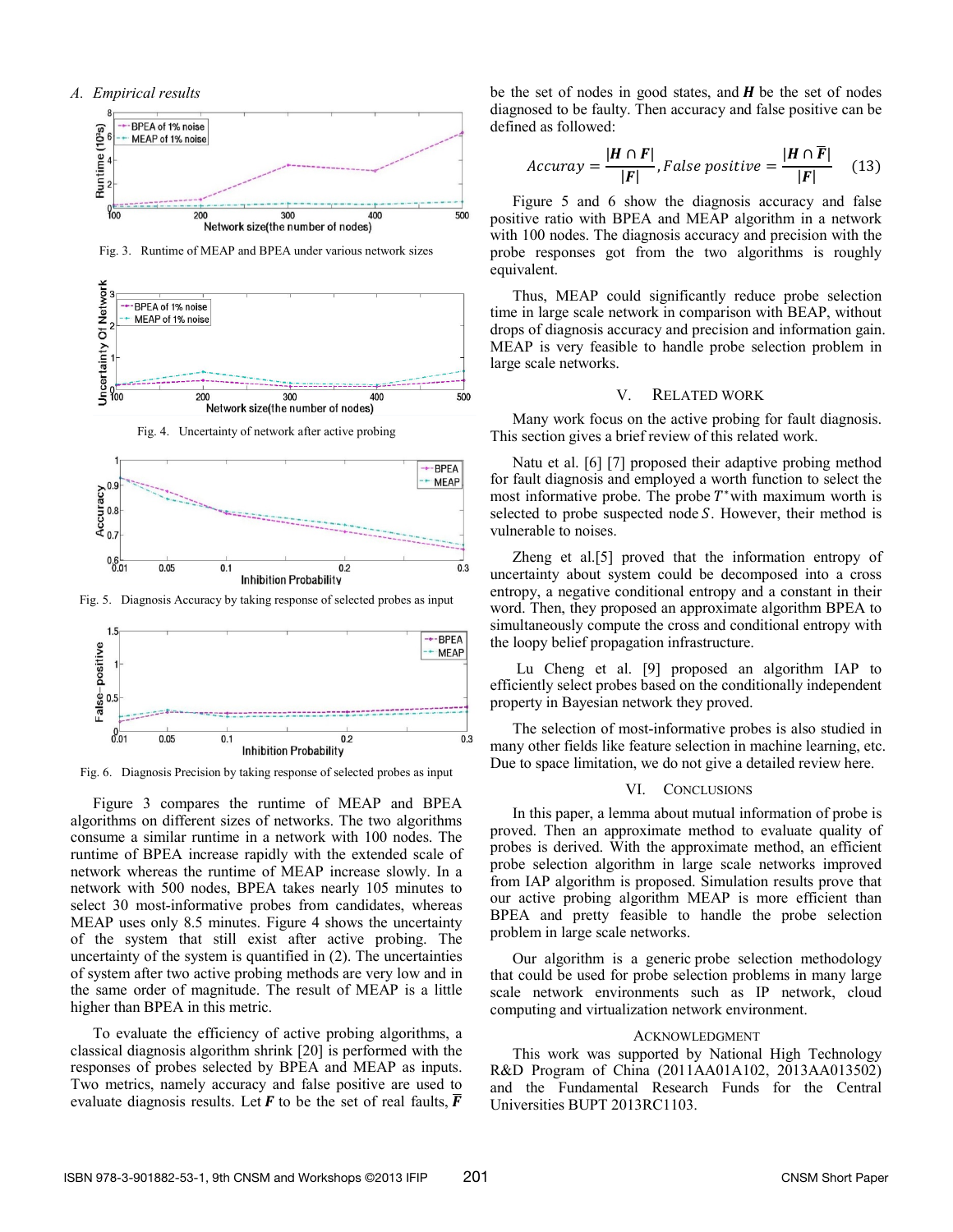### A. Empirical results

Fig. 3. Runtime of MEAP and BPEA under various network sizes

Fig. 4. Uncertainty of network after active probing

Fig. 5. Diagnosis Accuracy by taking response of selected probes as input

Fig. 6. Diagnosis Precision by taking response of selected probes as input

Figure 3 compares the runtime of MEAP and BPEA algorithms on different sizes of networks. The two algorithms consume a similar runtime in a network with 100 nodes. The runtime of BPEA increase rapidly with the extended scale of network whereas the runtime of MEAP increase slowly. In a network with 500 nodes, BPEA takes nearly 105 minutes to select 30 most-informative probes from candidates, whereas MEAP uses only 8.5 minutes. Figure 4 shows the uncertainty of the system that still exist after active probing. The uncertainty of the system is quantified in (2). The uncertainties of system after two active probing methods are very low and in the same order of magnitude. The result of MEAP is a little higher than BPEA in this metric.

To evaluate the efficiency of active probing algorithms, a classical diagnosis algorithm shrink [20] is performed with the responses of probes selected by BPEA and MEAP as inputs. Two metrics, namely accuracy and false positive are used to evaluate diagnosis results. Let $\boldsymbol{F}$ to be the set of real faults, $\overline{\boldsymbol{F}}$ be the set of nodes in good states, and $\boldsymbol{H}$ be the set of nodes diagnosed to be faulty. Then accuracy and false positive can be defined as followed:

$$Accuray = \frac{|\boldsymbol{H} \cap \boldsymbol{F}|}{|\boldsymbol{F}|}, False\ positive = \frac{|\boldsymbol{H} \cap \overline{\boldsymbol{F}}|}{|\boldsymbol{F}|} \quad (13)$$

Figure 5 and 6 show the diagnosis accuracy and false positive ratio with BPEA and MEAP algorithm in a network with 100 nodes. The diagnosis accuracy and precision with the probe responses got from the two algorithms is roughly equivalent.

Thus, MEAP could significantly reduce probe selection time in large scale network in comparison with BEAP, without drops of diagnosis accuracy and precision and information gain. MEAP is very feasible to handle probe selection problem in large scale networks.

## V. RELATED WORK

Many work focus on the active probing for fault diagnosis. This section gives a brief review of this related work.

Natu et al. [6] [7] proposed their adaptive probing method for fault diagnosis and employed a worth function to select the most informative probe. The probe $T^*$ with maximum worth is selected to probe suspected node $S$. However, their method is vulnerable to noises.

Zheng et al.[5] proved that the information entropy of uncertainty about system could be decomposed into a cross entropy, a negative conditional entropy and a constant in their word. Then, they proposed an approximate algorithm BPEA to simultaneously compute the cross and conditional entropy with the loopy belief propagation infrastructure.

Lu Cheng et al. [9] proposed an algorithm IAP to efficiently select probes based on the conditionally independent property in Bayesian network they proved.

The selection of most-informative probes is also studied in many other fields like feature selection in machine learning, etc. Due to space limitation, we do not give a detailed review here.

## VI. CONCLUSIONS

In this paper, a lemma about mutual information of probe is proved. Then an approximate method to evaluate quality of probes is derived. With the approximate method, an efficient probe selection algorithm in large scale networks improved from IAP algorithm is proposed. Simulation results prove that our active probing algorithm MEAP is more efficient than BPEA and pretty feasible to handle the probe selection problem in large scale networks.

Our algorithm is a generic probe selection methodology that could be used for probe selection problems in many large scale network environments such as IP network, cloud computing and virtualization network environment.

## ACKNOWLEDGMENT

This work was supported by National High Technology R&D Program of China (2011AA01A102, 2013AA013502) and the Fundamental Research Funds for the Central Universities BUPT 2013RC1103.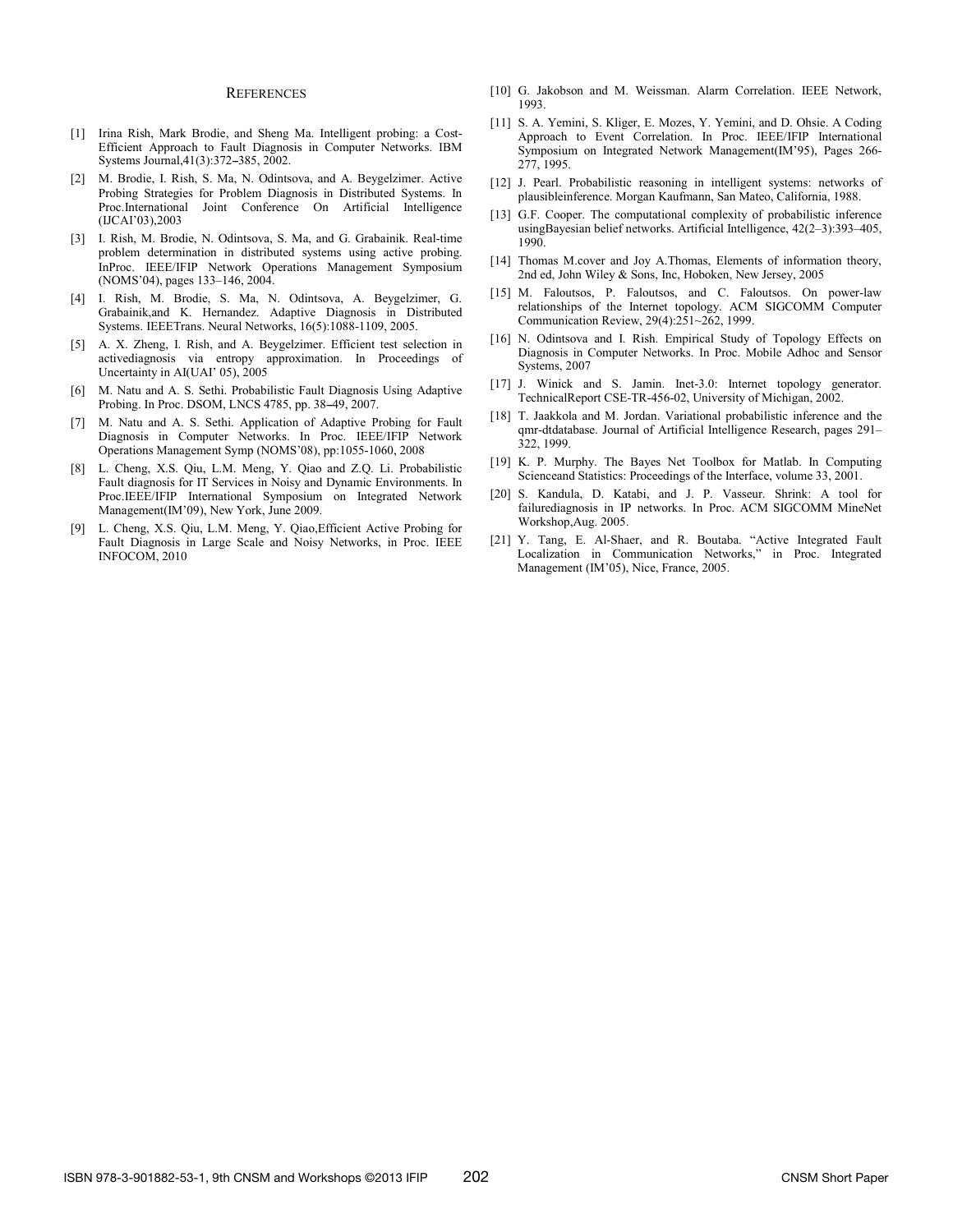# REFERENCES

[1] Irina Rish, Mark Brodie, and Sheng Ma. Intelligent probing: a Cost-Efficient Approach to Fault Diagnosis in Computer Networks. IBM Systems Journal,41(3):372‒385, 2002.

[2] M. Brodie, I. Rish, S. Ma, N. Odintsova, and A. Beygelzimer. Active Probing Strategies for Problem Diagnosis in Distributed Systems. In Proc.International Joint Conference On Artificial Intelligence (IJCAI'03),2003

[3] I. Rish, M. Brodie, N. Odintsova, S. Ma, and G. Grabainik. Real-time problem determination in distributed systems using active probing. InProc. IEEE/IFIP Network Operations Management Symposium (NOMS'04), pages 133–146, 2004.

[4] I. Rish, M. Brodie, S. Ma, N. Odintsova, A. Beygelzimer, G. Grabainik,and K. Hernandez. Adaptive Diagnosis in Distributed Systems. IEEETrans. Neural Networks, 16(5):1088-1109, 2005.

[5] A. X. Zheng, I. Rish, and A. Beygelzimer. Efficient test selection in activediagnosis via entropy approximation. In Proceedings of Uncertainty in AI(UAI' 05), 2005

[6] M. Natu and A. S. Sethi. Probabilistic Fault Diagnosis Using Adaptive Probing. In Proc. DSOM, LNCS 4785, pp. 38‒49, 2007.

[7] M. Natu and A. S. Sethi. Application of Adaptive Probing for Fault Diagnosis in Computer Networks. In Proc. IEEE/IFIP Network Operations Management Symp (NOMS'08), pp:1055-1060, 2008

[8] L. Cheng, X.S. Qiu, L.M. Meng, Y. Qiao and Z.Q. Li. Probabilistic Fault diagnosis for IT Services in Noisy and Dynamic Environments. In Proc.IEEE/IFIP International Symposium on Integrated Network Management(IM'09), New York, June 2009.

[9] L. Cheng, X.S. Qiu, L.M. Meng, Y. Qiao,Efficient Active Probing for Fault Diagnosis in Large Scale and Noisy Networks, in Proc. IEEE INFOCOM, 2010

[10] G. Jakobson and M. Weissman. Alarm Correlation. IEEE Network, 1993.

[11] S. A. Yemini, S. Kliger, E. Mozes, Y. Yemini, and D. Ohsie. A Coding Approach to Event Correlation. In Proc. IEEE/IFIP International Symposium on Integrated Network Management(IM'95), Pages 266-277, 1995.

[12] J. Pearl. Probabilistic reasoning in intelligent systems: networks of plausibleinference. Morgan Kaufmann, San Mateo, California, 1988.

[13] G.F. Cooper. The computational complexity of probabilistic inference usingBayesian belief networks. Artificial Intelligence, 42(2–3):393–405, 1990.

[14] Thomas M.cover and Joy A.Thomas, Elements of information theory, 2nd ed, John Wiley & Sons, Inc, Hoboken, New Jersey, 2005

[15] M. Faloutsos, P. Faloutsos, and C. Faloutsos. On power-law relationships of the Internet topology. ACM SIGCOMM Computer Communication Review, 29(4):251~262, 1999.

[16] N. Odintsova and I. Rish. Empirical Study of Topology Effects on Diagnosis in Computer Networks. In Proc. Mobile Adhoc and Sensor Systems, 2007

[17] J. Winick and S. Jamin. Inet-3.0: Internet topology generator. TechnicalReport CSE-TR-456-02, University of Michigan, 2002.

[18] T. Jaakkola and M. Jordan. Variational probabilistic inference and the qmr-dtdatabase. Journal of Artificial Intelligence Research, pages 291–322, 1999.

[19] K. P. Murphy. The Bayes Net Toolbox for Matlab. In Computing Scienceand Statistics: Proceedings of the Interface, volume 33, 2001.

[20] S. Kandula, D. Katabi, and J. P. Vasseur. Shrink: A tool for failurediagnosis in IP networks. In Proc. ACM SIGCOMM MineNet Workshop,Aug. 2005.

[21] Y. Tang, E. Al-Shaer, and R. Boutaba. "Active Integrated Fault Localization in Communication Networks," in Proc. Integrated Management (IM'05), Nice, France, 2005.